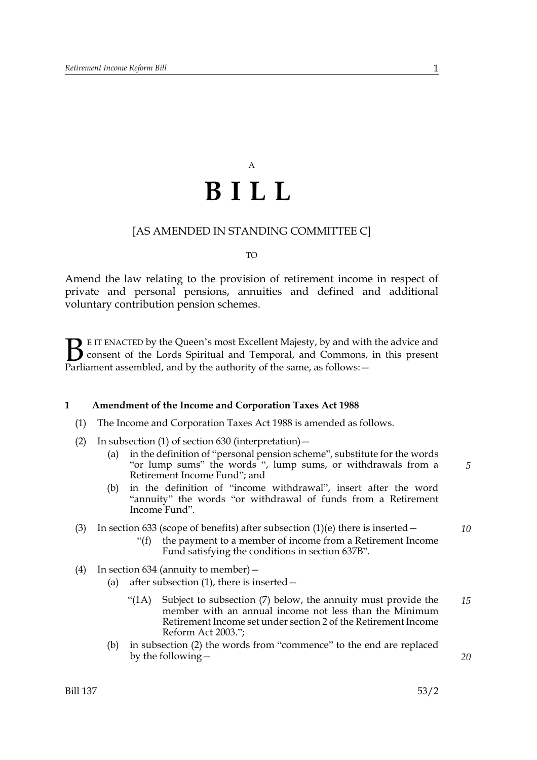A

# B I L L

[AS AMENDED IN STANDING COMMITTEE C]

TO

Amend the law relating to the provision of retirement income in respect of private and personal pensions, annuities and defined and additional voluntary contribution pension schemes.

BE IT ENACTED by the Queen's most Excellent Majesty, by and with the advice and consent of the Lords Spiritual and Temporal, and Commons, in this present Parliament assembled, and by the authority of the same, as follows:—

**1 Amendment of the Income and Corporation Taxes Act 1988**

(1) The Income and Corporation Taxes Act 1988 is amended as follows.

(2) In subsection (1) of section 630 (interpretation)—

(a) in the definition of "personal pension scheme", substitute for the words "or lump sums" the words ", lump sums, or withdrawals from a Retirement Income Fund"; and

(b) in the definition of "income withdrawal", insert after the word "annuity" the words "or withdrawal of funds from a Retirement Income Fund".

(3) In section 633 (scope of benefits) after subsection (1)(e) there is inserted—

"(f) the payment to a member of income from a Retirement Income Fund satisfying the conditions in section 637B".

(4) In section 634 (annuity to member)—

(a) after subsection (1), there is inserted—

"(1A) Subject to subsection (7) below, the annuity must provide the member with an annual income not less than the Minimum Retirement Income set under section 2 of the Retirement Income Reform Act 2003.";

(b) in subsection (2) the words from "commence" to the end are replaced by the following—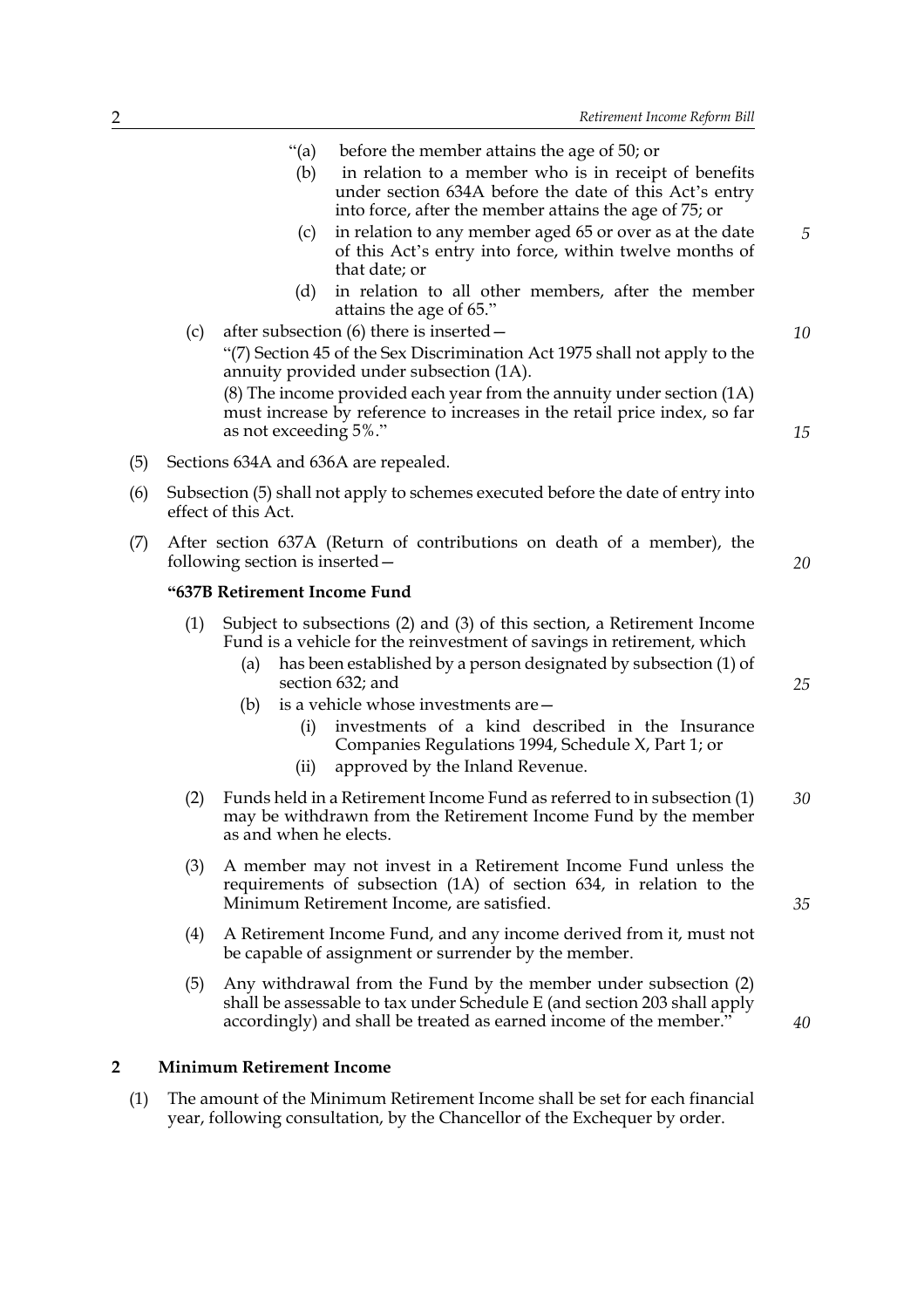"(a) before the member attains the age of 50; or

(b) in relation to a member who is in receipt of benefits under section 634A before the date of this Act's entry into force, after the member attains the age of 75; or

(c) in relation to any member aged 65 or over as at the date of this Act's entry into force, within twelve months of that date; or

(d) in relation to all other members, after the member attains the age of 65."

(c) after subsection (6) there is inserted—

"(7) Section 45 of the Sex Discrimination Act 1975 shall not apply to the annuity provided under subsection (1A).

(8) The income provided each year from the annuity under section (1A) must increase by reference to increases in the retail price index, so far as not exceeding 5%."

(5) Sections 634A and 636A are repealed.

(6) Subsection (5) shall not apply to schemes executed before the date of entry into effect of this Act.

(7) After section 637A (Return of contributions on death of a member), the following section is inserted—

**"637B Retirement Income Fund**

(1) Subject to subsections (2) and (3) of this section, a Retirement Income Fund is a vehicle for the reinvestment of savings in retirement, which

- (a) has been established by a person designated by subsection (1) of section 632; and
- (b) is a vehicle whose investments are—
  - (i) investments of a kind described in the Insurance Companies Regulations 1994, Schedule X, Part 1; or
  - (ii) approved by the Inland Revenue.

(2) Funds held in a Retirement Income Fund as referred to in subsection (1) may be withdrawn from the Retirement Income Fund by the member as and when he elects.

(3) A member may not invest in a Retirement Income Fund unless the requirements of subsection (1A) of section 634, in relation to the Minimum Retirement Income, are satisfied.

(4) A Retirement Income Fund, and any income derived from it, must not be capable of assignment or surrender by the member.

(5) Any withdrawal from the Fund by the member under subsection (2) shall be assessable to tax under Schedule E (and section 203 shall apply accordingly) and shall be treated as earned income of the member."

## 2 Minimum Retirement Income

(1) The amount of the Minimum Retirement Income shall be set for each financial year, following consultation, by the Chancellor of the Exchequer by order.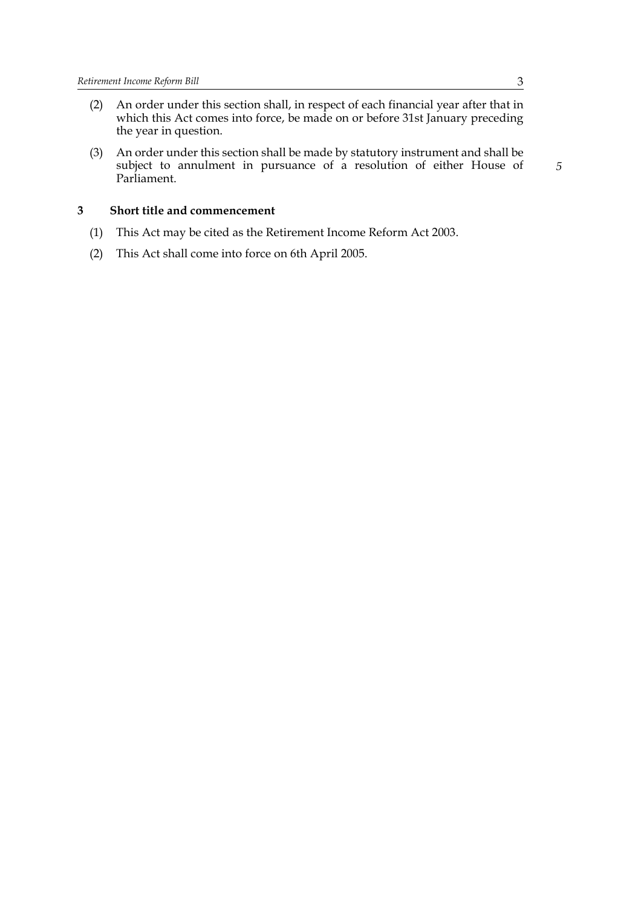(2) An order under this section shall, in respect of each financial year after that in which this Act comes into force, be made on or before 31st January preceding the year in question.

(3) An order under this section shall be made by statutory instrument and shall be subject to annulment in pursuance of a resolution of either House of Parliament.

**3 Short title and commencement**

(1) This Act may be cited as the Retirement Income Reform Act 2003.

(2) This Act shall come into force on 6th April 2005.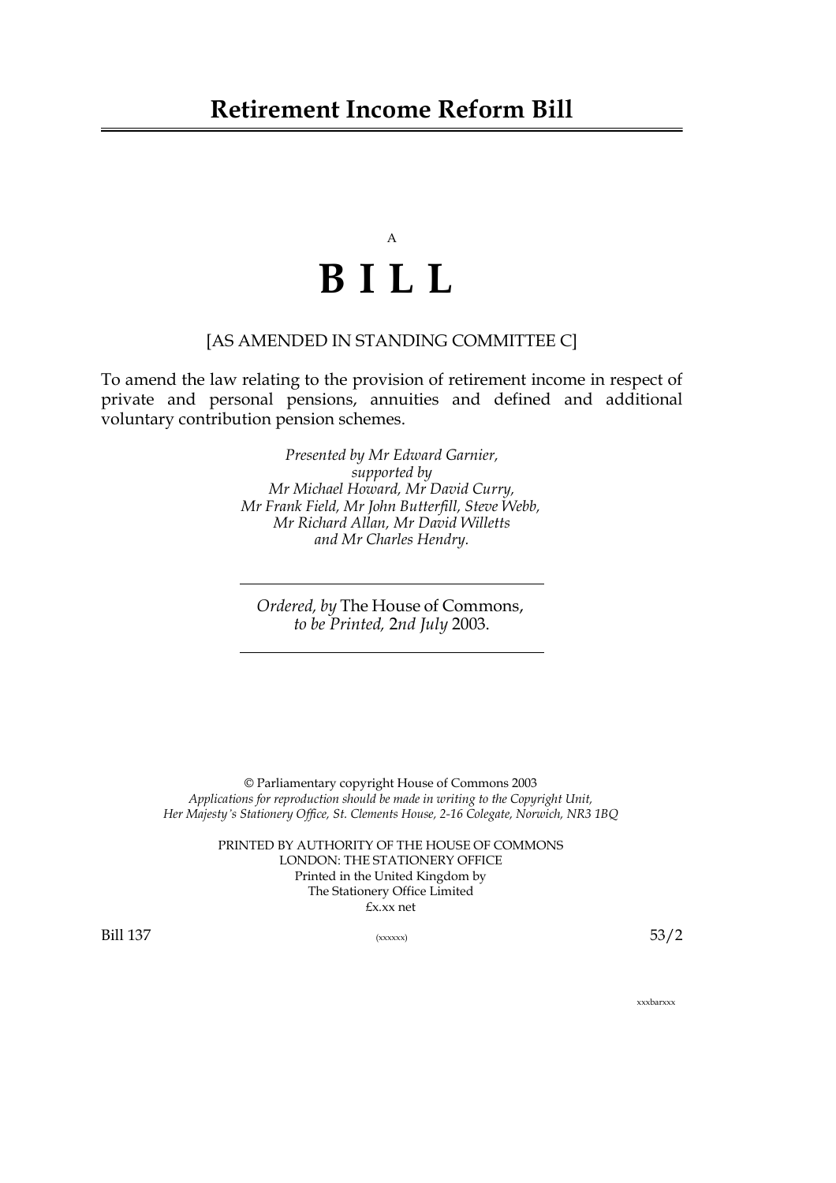# Retirement Income Reform Bill

A

# B I L L

[AS AMENDED IN STANDING COMMITTEE C]

To amend the law relating to the provision of retirement income in respect of private and personal pensions, annuities and defined and additional voluntary contribution pension schemes.

*Presented by Mr Edward Garnier,*
*supported by*
*Mr Michael Howard, Mr David Curry,*
*Mr Frank Field, Mr John Butterfill, Steve Webb,*
*Mr Richard Allan, Mr David Willetts*
*and Mr Charles Hendry.*

---

*Ordered, by* The House of Commons, *to be Printed,* 2*nd July* 2003.

---

© Parliamentary copyright House of Commons 2003
*Applications for reproduction should be made in writing to the Copyright Unit, Her Majesty's Stationery Office, St. Clements House, 2-16 Colegate, Norwich, NR3 1BQ*

PRINTED BY AUTHORITY OF THE HOUSE OF COMMONS
LONDON: THE STATIONERY OFFICE
Printed in the United Kingdom by
The Stationery Office Limited
£x.xx net

Bill 137 (xxxxxx) 53/2

xxxbarxxx